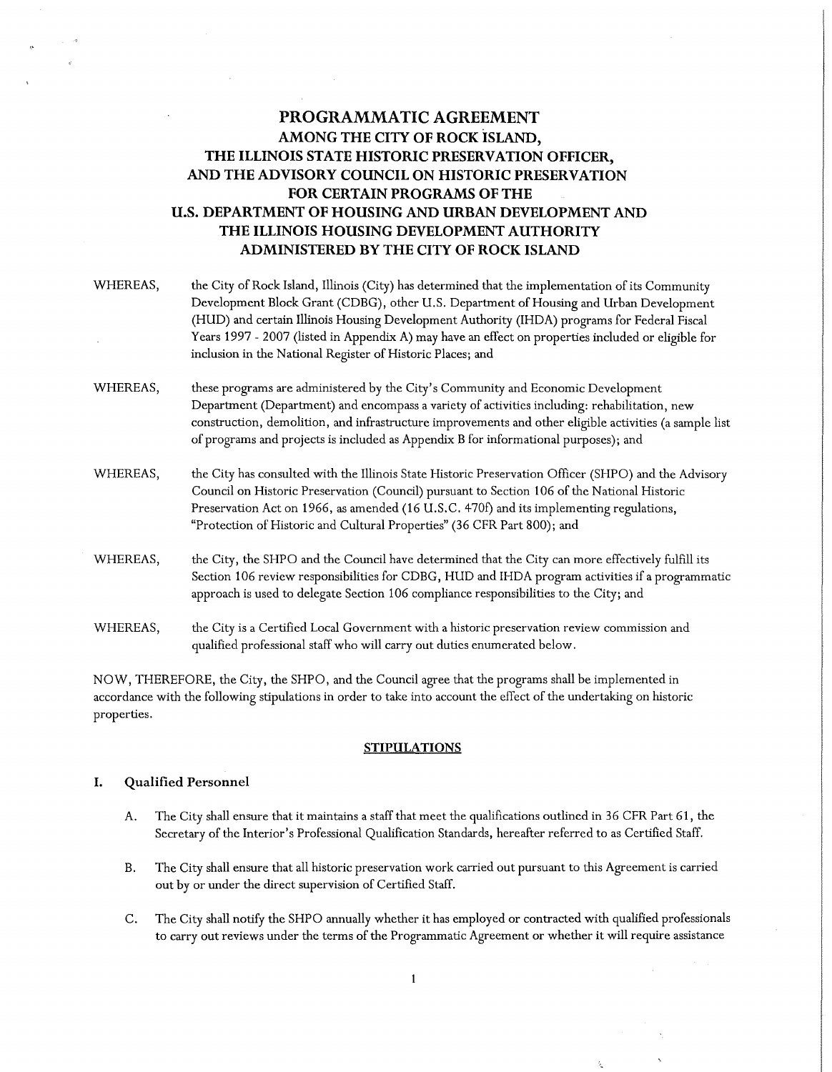# PROGRAMMATIC AGREEMENT
## AMONG THE CITY OF ROCK ISLAND, THE ILLINOIS STATE HISTORIC PRESERVATION OFFICER, AND THE ADVISORY COUNCIL ON HISTORIC PRESERVATION FOR CERTAIN PROGRAMS OF THE U.S. DEPARTMENT OF HOUSING AND URBAN DEVELOPMENT AND THE ILLINOIS HOUSING DEVELOPMENT AUTHORITY ADMINISTERED BY THE CITY OF ROCK ISLAND

WHEREAS, the City of Rock Island, Illinois (City) has determined that the implementation of its Community Development Block Grant (CDBG), other U.S. Department of Housing and Urban Development (HUD) and certain Illinois Housing Development Authority (IHDA) programs for Federal Fiscal Years 1997 - 2007 (listed in Appendix A) may have an effect on properties included or eligible for inclusion in the National Register of Historic Places; and

WHEREAS, these programs are administered by the City's Community and Economic Development Department (Department) and encompass a variety of activities including: rehabilitation, new construction, demolition, and infrastructure improvements and other eligible activities (a sample list of programs and projects is included as Appendix B for informational purposes); and

WHEREAS, the City has consulted with the Illinois State Historic Preservation Officer (SHPO) and the Advisory Council on Historic Preservation (Council) pursuant to Section 106 of the National Historic Preservation Act on 1966, as amended (16 U.S.C. 470f) and its implementing regulations, "Protection of Historic and Cultural Properties" (36 CFR Part 800); and

WHEREAS, the City, the SHPO and the Council have determined that the City can more effectively fulfill its Section 106 review responsibilities for CDBG, HUD and IHDA program activities if a programmatic approach is used to delegate Section 106 compliance responsibilities to the City; and

WHEREAS, the City is a Certified Local Government with a historic preservation review commission and qualified professional staff who will carry out duties enumerated below.

NOW, THEREFORE, the City, the SHPO, and the Council agree that the programs shall be implemented in accordance with the following stipulations in order to take into account the effect of the undertaking on historic properties.

## STIPULATIONS

### I. Qualified Personnel

A. The City shall ensure that it maintains a staff that meet the qualifications outlined in 36 CFR Part 61, the Secretary of the Interior's Professional Qualification Standards, hereafter referred to as Certified Staff.

B. The City shall ensure that all historic preservation work carried out pursuant to this Agreement is carried out by or under the direct supervision of Certified Staff.

C. The City shall notify the SHPO annually whether it has employed or contracted with qualified professionals to carry out reviews under the terms of the Programmatic Agreement or whether it will require assistance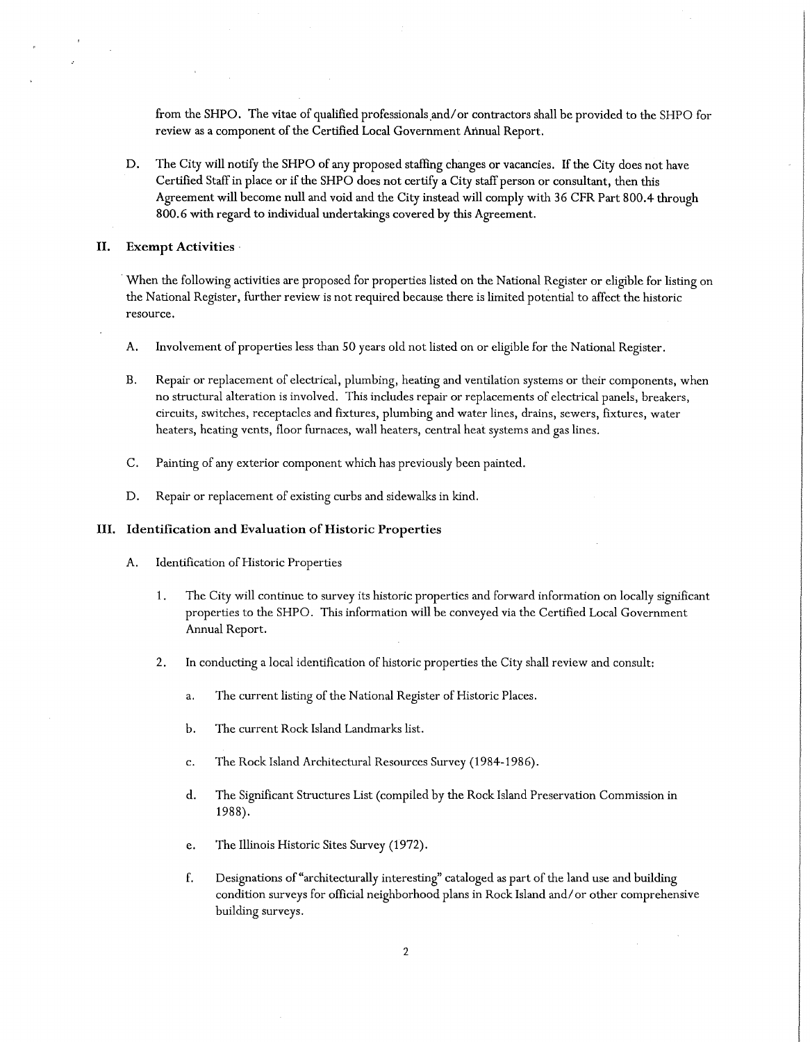from the SHPO. The vitae of qualified professionals and/or contractors shall be provided to the SHPO for review as a component of the Certified Local Government Annual Report.

D. The City will notify the SHPO of any proposed staffing changes or vacancies. If the City does not have Certified Staff in place or if the SHPO does not certify a City staff person or consultant, then this Agreement will become null and void and the City instead will comply with 36 CFR Part 800.4 through 800.6 with regard to individual undertakings covered by this Agreement.

## II. Exempt Activities

When the following activities are proposed for properties listed on the National Register or eligible for listing on the National Register, further review is not required because there is limited potential to affect the historic resource.

A. Involvement of properties less than 50 years old not listed on or eligible for the National Register.

B. Repair or replacement of electrical, plumbing, heating and ventilation systems or their components, when no structural alteration is involved. This includes repair or replacements of electrical panels, breakers, circuits, switches, receptacles and fixtures, plumbing and water lines, drains, sewers, fixtures, water heaters, heating vents, floor furnaces, wall heaters, central heat systems and gas lines.

C. Painting of any exterior component which has previously been painted.

D. Repair or replacement of existing curbs and sidewalks in kind.

## III. Identification and Evaluation of Historic Properties

A. Identification of Historic Properties

1. The City will continue to survey its historic properties and forward information on locally significant properties to the SHPO. This information will be conveyed via the Certified Local Government Annual Report.

2. In conducting a local identification of historic properties the City shall review and consult:

   a. The current listing of the National Register of Historic Places.

   b. The current Rock Island Landmarks list.

   c. The Rock Island Architectural Resources Survey (1984-1986).

   d. The Significant Structures List (compiled by the Rock Island Preservation Commission in 1988).

   e. The Illinois Historic Sites Survey (1972).

   f. Designations of "architecturally interesting" cataloged as part of the land use and building condition surveys for official neighborhood plans in Rock Island and/or other comprehensive building surveys.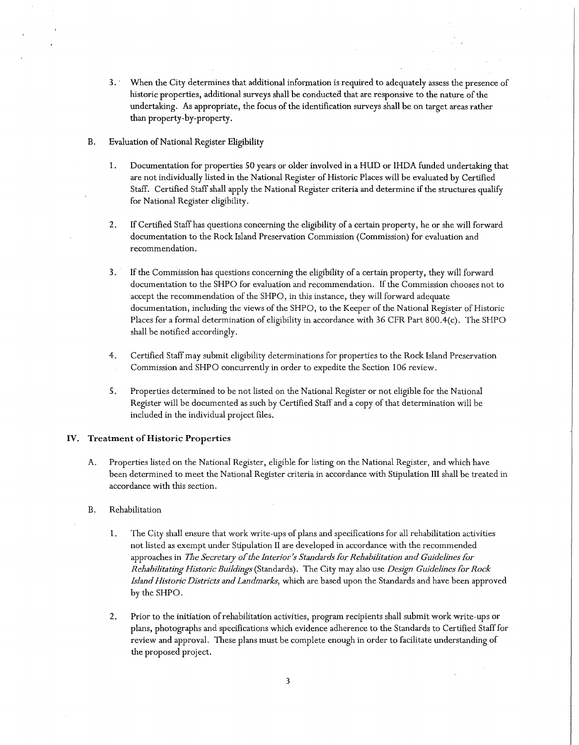3. When the City determines that additional information is required to adequately assess the presence of historic properties, additional surveys shall be conducted that are responsive to the nature of the undertaking. As appropriate, the focus of the identification surveys shall be on target areas rather than property-by-property.

B. Evaluation of National Register Eligibility

1. Documentation for properties 50 years or older involved in a HUD or IHDA funded undertaking that are not individually listed in the National Register of Historic Places will be evaluated by Certified Staff. Certified Staff shall apply the National Register criteria and determine if the structures qualify for National Register eligibility.

2. If Certified Staff has questions concerning the eligibility of a certain property, he or she will forward documentation to the Rock Island Preservation Commission (Commission) for evaluation and recommendation.

3. If the Commission has questions concerning the eligibility of a certain property, they will forward documentation to the SHPO for evaluation and recommendation. If the Commission chooses not to accept the recommendation of the SHPO, in this instance, they will forward adequate documentation, including the views of the SHPO, to the Keeper of the National Register of Historic Places for a formal determination of eligibility in accordance with 36 CFR Part 800.4(c). The SHPO shall be notified accordingly.

4. Certified Staff may submit eligibility determinations for properties to the Rock Island Preservation Commission and SHPO concurrently in order to expedite the Section 106 review.

5. Properties determined to be not listed on the National Register or not eligible for the National Register will be documented as such by Certified Staff and a copy of that determination will be included in the individual project files.

## IV. Treatment of Historic Properties

A. Properties listed on the National Register, eligible for listing on the National Register, and which have been determined to meet the National Register criteria in accordance with Stipulation III shall be treated in accordance with this section.

B. Rehabilitation

1. The City shall ensure that work write-ups of plans and specifications for all rehabilitation activities not listed as exempt under Stipulation II are developed in accordance with the recommended approaches in *The Secretary of the Interior's Standards for Rehabilitation and Guidelines for Rehabilitating Historic Buildings* (Standards). The City may also use *Design Guidelines for Rock Island Historic Districts and Landmarks*, which are based upon the Standards and have been approved by the SHPO.

2. Prior to the initiation of rehabilitation activities, program recipients shall submit work write-ups or plans, photographs and specifications which evidence adherence to the Standards to Certified Staff for review and approval. These plans must be complete enough in order to facilitate understanding of the proposed project.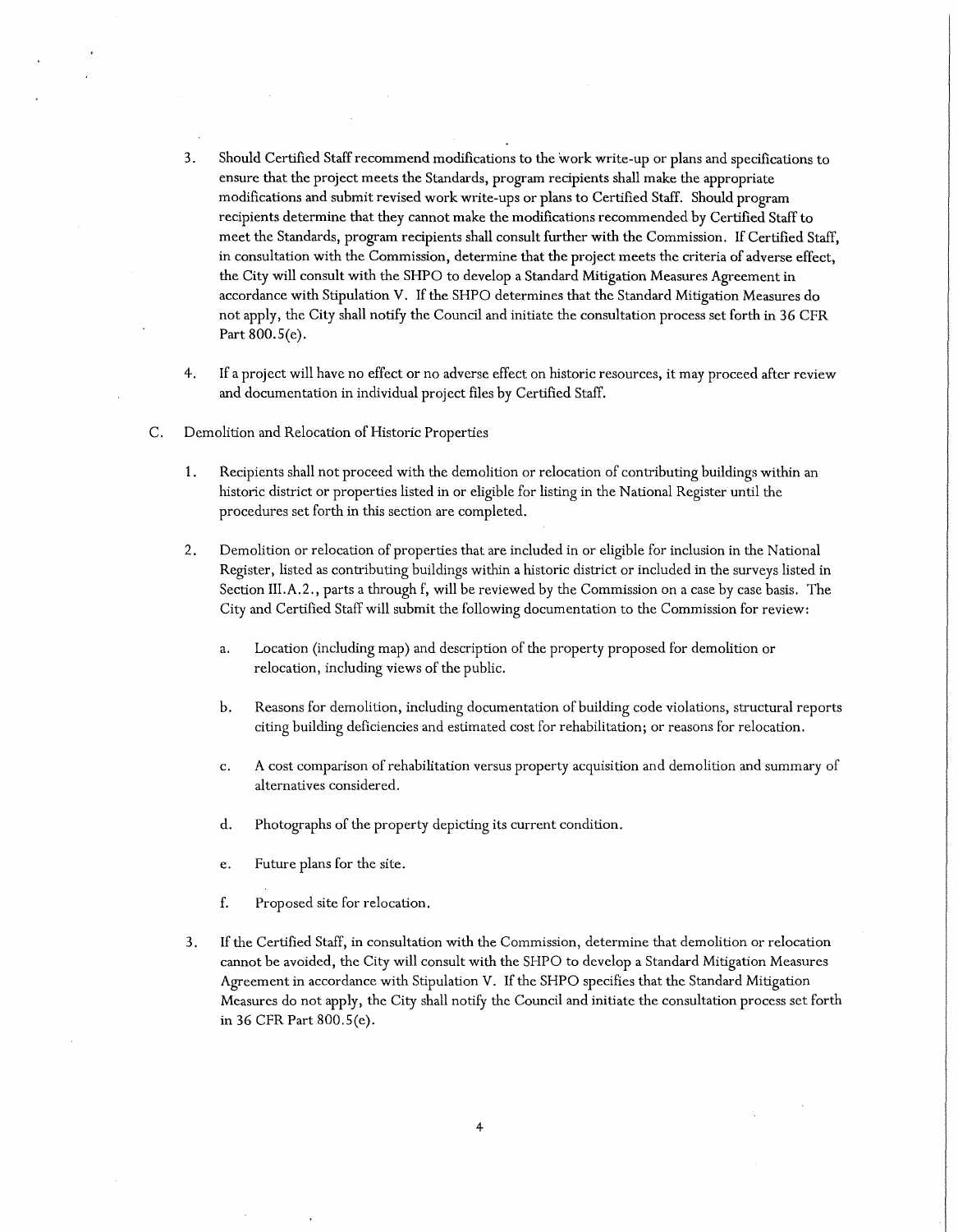3. Should Certified Staff recommend modifications to the work write-up or plans and specifications to ensure that the project meets the Standards, program recipients shall make the appropriate modifications and submit revised work write-ups or plans to Certified Staff. Should program recipients determine that they cannot make the modifications recommended by Certified Staff to meet the Standards, program recipients shall consult further with the Commission. If Certified Staff, in consultation with the Commission, determine that the project meets the criteria of adverse effect, the City will consult with the SHPO to develop a Standard Mitigation Measures Agreement in accordance with Stipulation V. If the SHPO determines that the Standard Mitigation Measures do not apply, the City shall notify the Council and initiate the consultation process set forth in 36 CFR Part 800.5(e).

4. If a project will have no effect or no adverse effect on historic resources, it may proceed after review and documentation in individual project files by Certified Staff.

C. Demolition and Relocation of Historic Properties

1. Recipients shall not proceed with the demolition or relocation of contributing buildings within an historic district or properties listed in or eligible for listing in the National Register until the procedures set forth in this section are completed.

2. Demolition or relocation of properties that are included in or eligible for inclusion in the National Register, listed as contributing buildings within a historic district or included in the surveys listed in Section III.A.2., parts a through f, will be reviewed by the Commission on a case by case basis. The City and Certified Staff will submit the following documentation to the Commission for review:

   a. Location (including map) and description of the property proposed for demolition or relocation, including views of the public.

   b. Reasons for demolition, including documentation of building code violations, structural reports citing building deficiencies and estimated cost for rehabilitation; or reasons for relocation.

   c. A cost comparison of rehabilitation versus property acquisition and demolition and summary of alternatives considered.

   d. Photographs of the property depicting its current condition.

   e. Future plans for the site.

   f. Proposed site for relocation.

3. If the Certified Staff, in consultation with the Commission, determine that demolition or relocation cannot be avoided, the City will consult with the SHPO to develop a Standard Mitigation Measures Agreement in accordance with Stipulation V. If the SHPO specifies that the Standard Mitigation Measures do not apply, the City shall notify the Council and initiate the consultation process set forth in 36 CFR Part 800.5(e).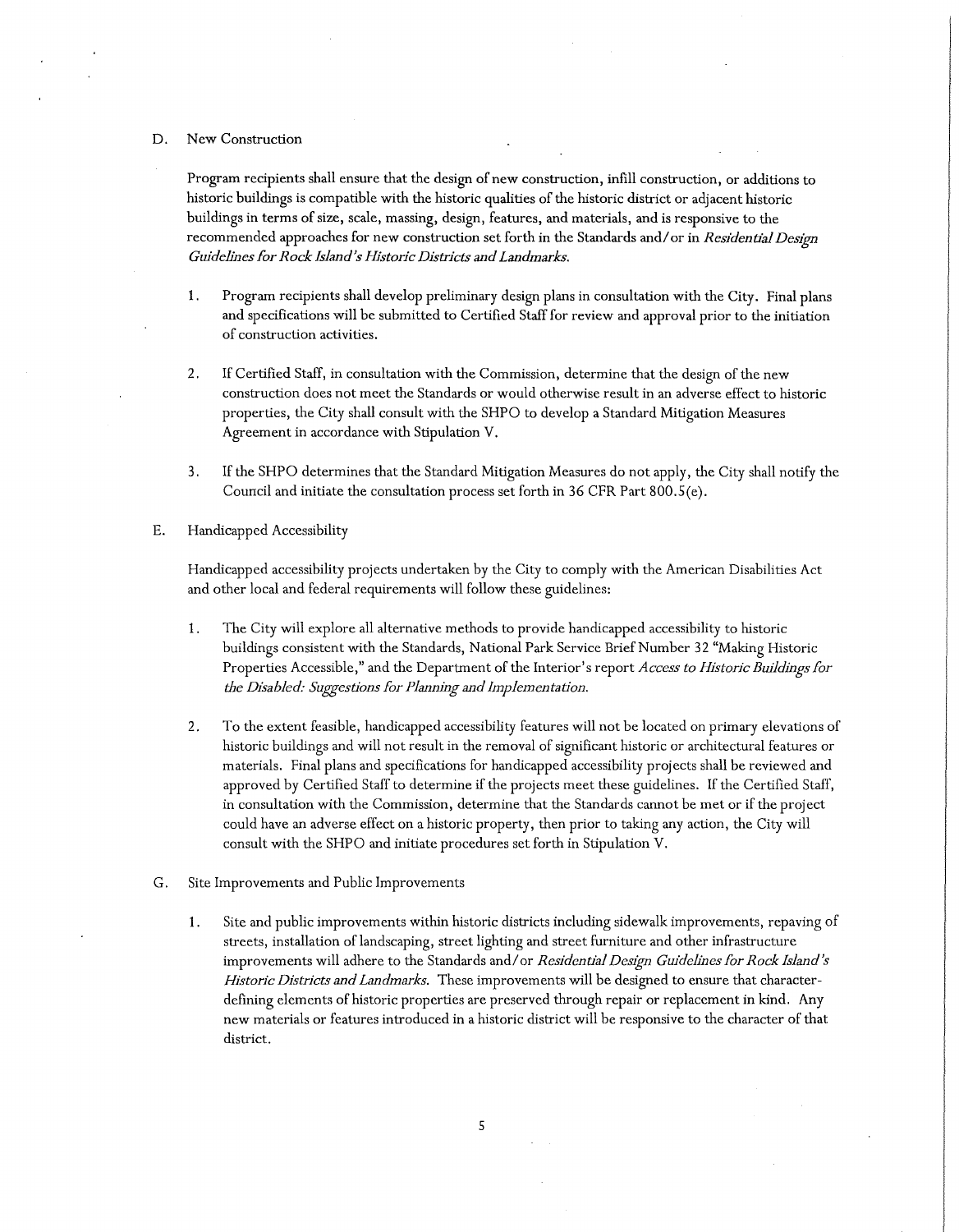### D. New Construction

Program recipients shall ensure that the design of new construction, infill construction, or additions to historic buildings is compatible with the historic qualities of the historic district or adjacent historic buildings in terms of size, scale, massing, design, features, and materials, and is responsive to the recommended approaches for new construction set forth in the Standards and/or in *Residential Design Guidelines for Rock Island's Historic Districts and Landmarks.*

1. Program recipients shall develop preliminary design plans in consultation with the City. Final plans and specifications will be submitted to Certified Staff for review and approval prior to the initiation of construction activities.

2. If Certified Staff, in consultation with the Commission, determine that the design of the new construction does not meet the Standards or would otherwise result in an adverse effect to historic properties, the City shall consult with the SHPO to develop a Standard Mitigation Measures Agreement in accordance with Stipulation V.

3. If the SHPO determines that the Standard Mitigation Measures do not apply, the City shall notify the Council and initiate the consultation process set forth in 36 CFR Part 800.5(e).

### E. Handicapped Accessibility

Handicapped accessibility projects undertaken by the City to comply with the American Disabilities Act and other local and federal requirements will follow these guidelines:

1. The City will explore all alternative methods to provide handicapped accessibility to historic buildings consistent with the Standards, National Park Service Brief Number 32 "Making Historic Properties Accessible," and the Department of the Interior's report *Access to Historic Buildings for the Disabled: Suggestions for Planning and Implementation.*

2. To the extent feasible, handicapped accessibility features will not be located on primary elevations of historic buildings and will not result in the removal of significant historic or architectural features or materials. Final plans and specifications for handicapped accessibility projects shall be reviewed and approved by Certified Staff to determine if the projects meet these guidelines. If the Certified Staff, in consultation with the Commission, determine that the Standards cannot be met or if the project could have an adverse effect on a historic property, then prior to taking any action, the City will consult with the SHPO and initiate procedures set forth in Stipulation V.

### G. Site Improvements and Public Improvements

1. Site and public improvements within historic districts including sidewalk improvements, repaving of streets, installation of landscaping, street lighting and street furniture and other infrastructure improvements will adhere to the Standards and/or *Residential Design Guidelines for Rock Island's Historic Districts and Landmarks.* These improvements will be designed to ensure that character-defining elements of historic properties are preserved through repair or replacement in kind. Any new materials or features introduced in a historic district will be responsive to the character of that district.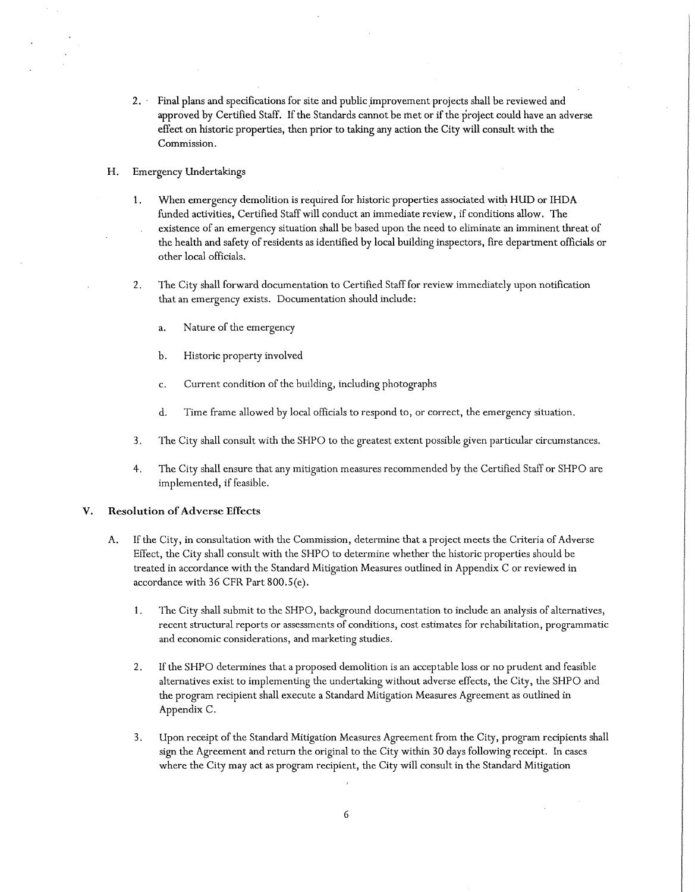2. Final plans and specifications for site and public improvement projects shall be reviewed and approved by Certified Staff. If the Standards cannot be met or if the project could have an adverse effect on historic properties, then prior to taking any action the City will consult with the Commission.

H. Emergency Undertakings

1. When emergency demolition is required for historic properties associated with HUD or IHDA funded activities, Certified Staff will conduct an immediate review, if conditions allow. The existence of an emergency situation shall be based upon the need to eliminate an imminent threat of the health and safety of residents as identified by local building inspectors, fire department officials or other local officials.

2. The City shall forward documentation to Certified Staff for review immediately upon notification that an emergency exists. Documentation should include:

   a. Nature of the emergency

   b. Historic property involved

   c. Current condition of the building, including photographs

   d. Time frame allowed by local officials to respond to, or correct, the emergency situation.

3. The City shall consult with the SHPO to the greatest extent possible given particular circumstances.

4. The City shall ensure that any mitigation measures recommended by the Certified Staff or SHPO are implemented, if feasible.

## V. Resolution of Adverse Effects

A. If the City, in consultation with the Commission, determine that a project meets the Criteria of Adverse Effect, the City shall consult with the SHPO to determine whether the historic properties should be treated in accordance with the Standard Mitigation Measures outlined in Appendix C or reviewed in accordance with 36 CFR Part 800.5(e).

1. The City shall submit to the SHPO, background documentation to include an analysis of alternatives, recent structural reports or assessments of conditions, cost estimates for rehabilitation, programmatic and economic considerations, and marketing studies.

2. If the SHPO determines that a proposed demolition is an acceptable loss or no prudent and feasible alternatives exist to implementing the undertaking without adverse effects, the City, the SHPO and the program recipient shall execute a Standard Mitigation Measures Agreement as outlined in Appendix C.

3. Upon receipt of the Standard Mitigation Measures Agreement from the City, program recipients shall sign the Agreement and return the original to the City within 30 days following receipt. In cases where the City may act as program recipient, the City will consult in the Standard Mitigation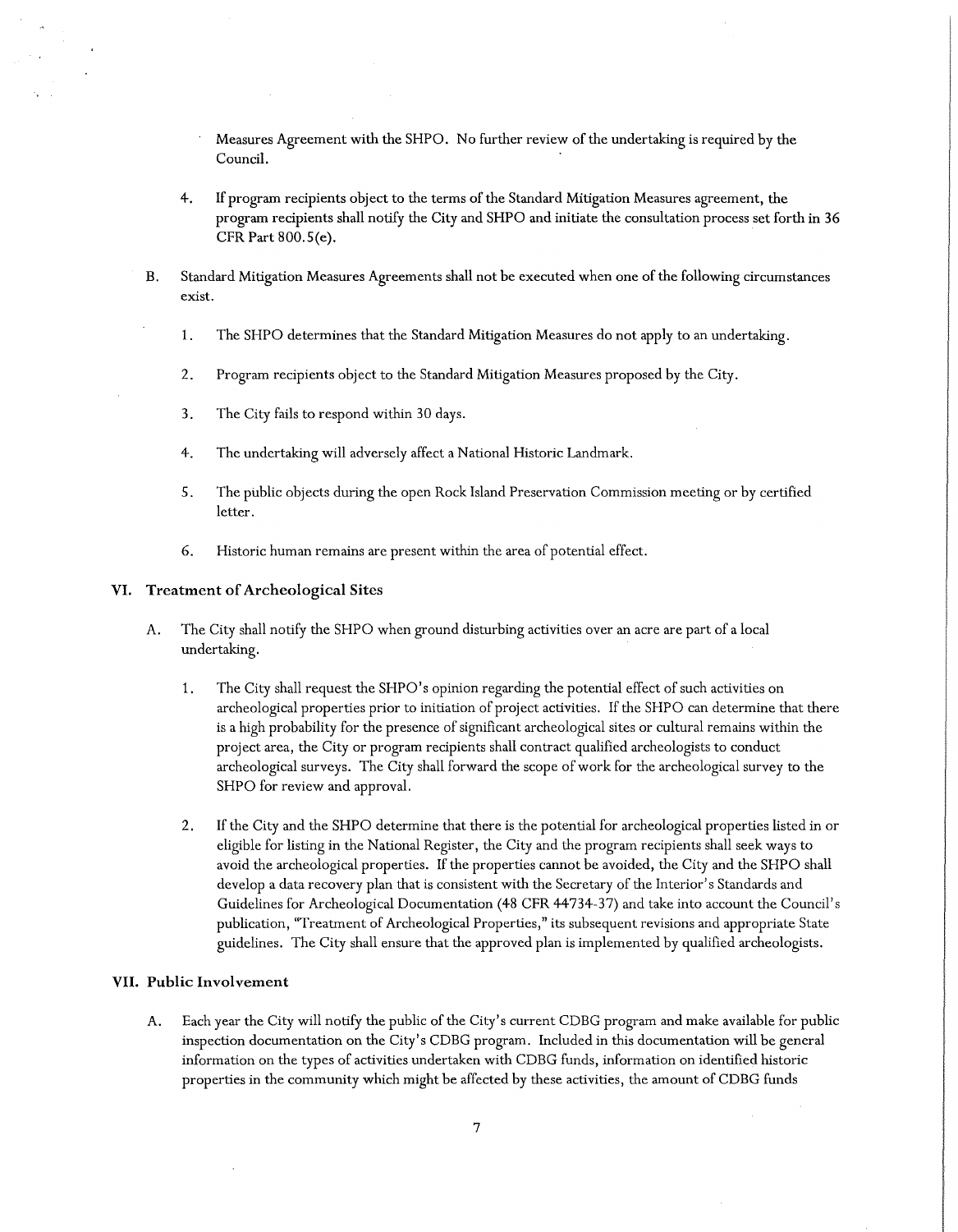Measures Agreement with the SHPO. No further review of the undertaking is required by the Council.

4. If program recipients object to the terms of the Standard Mitigation Measures agreement, the program recipients shall notify the City and SHPO and initiate the consultation process set forth in 36 CFR Part 800.5(e).

B. Standard Mitigation Measures Agreements shall not be executed when one of the following circumstances exist.

   1. The SHPO determines that the Standard Mitigation Measures do not apply to an undertaking.

   2. Program recipients object to the Standard Mitigation Measures proposed by the City.

   3. The City fails to respond within 30 days.

   4. The undertaking will adversely affect a National Historic Landmark.

   5. The public objects during the open Rock Island Preservation Commission meeting or by certified letter.

   6. Historic human remains are present within the area of potential effect.

## VI. Treatment of Archeological Sites

A. The City shall notify the SHPO when ground disturbing activities over an acre are part of a local undertaking.

   1. The City shall request the SHPO's opinion regarding the potential effect of such activities on archeological properties prior to initiation of project activities. If the SHPO can determine that there is a high probability for the presence of significant archeological sites or cultural remains within the project area, the City or program recipients shall contract qualified archeologists to conduct archeological surveys. The City shall forward the scope of work for the archeological survey to the SHPO for review and approval.

   2. If the City and the SHPO determine that there is the potential for archeological properties listed in or eligible for listing in the National Register, the City and the program recipients shall seek ways to avoid the archeological properties. If the properties cannot be avoided, the City and the SHPO shall develop a data recovery plan that is consistent with the Secretary of the Interior's Standards and Guidelines for Archeological Documentation (48 CFR 44734-37) and take into account the Council's publication, "Treatment of Archeological Properties," its subsequent revisions and appropriate State guidelines. The City shall ensure that the approved plan is implemented by qualified archeologists.

## VII. Public Involvement

A. Each year the City will notify the public of the City's current CDBG program and make available for public inspection documentation on the City's CDBG program. Included in this documentation will be general information on the types of activities undertaken with CDBG funds, information on identified historic properties in the community which might be affected by these activities, the amount of CDBG funds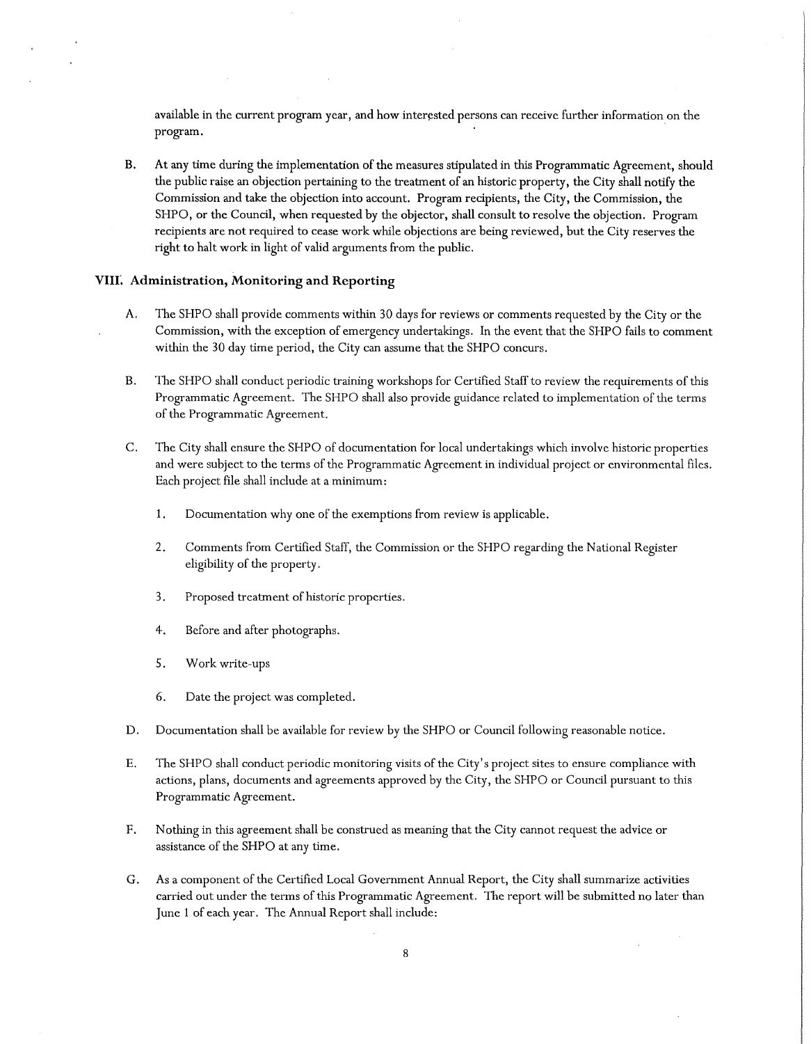available in the current program year, and how interested persons can receive further information on the program.

B. At any time during the implementation of the measures stipulated in this Programmatic Agreement, should the public raise an objection pertaining to the treatment of an historic property, the City shall notify the Commission and take the objection into account. Program recipients, the City, the Commission, the SHPO, or the Council, when requested by the objector, shall consult to resolve the objection. Program recipients are not required to cease work while objections are being reviewed, but the City reserves the right to halt work in light of valid arguments from the public.

## VIII. Administration, Monitoring and Reporting

A. The SHPO shall provide comments within 30 days for reviews or comments requested by the City or the Commission, with the exception of emergency undertakings. In the event that the SHPO fails to comment within the 30 day time period, the City can assume that the SHPO concurs.

B. The SHPO shall conduct periodic training workshops for Certified Staff to review the requirements of this Programmatic Agreement. The SHPO shall also provide guidance related to implementation of the terms of the Programmatic Agreement.

C. The City shall ensure the SHPO of documentation for local undertakings which involve historic properties and were subject to the terms of the Programmatic Agreement in individual project or environmental files. Each project file shall include at a minimum:

1. Documentation why one of the exemptions from review is applicable.

2. Comments from Certified Staff, the Commission or the SHPO regarding the National Register eligibility of the property.

3. Proposed treatment of historic properties.

4. Before and after photographs.

5. Work write-ups

6. Date the project was completed.

D. Documentation shall be available for review by the SHPO or Council following reasonable notice.

E. The SHPO shall conduct periodic monitoring visits of the City's project sites to ensure compliance with actions, plans, documents and agreements approved by the City, the SHPO or Council pursuant to this Programmatic Agreement.

F. Nothing in this agreement shall be construed as meaning that the City cannot request the advice or assistance of the SHPO at any time.

G. As a component of the Certified Local Government Annual Report, the City shall summarize activities carried out under the terms of this Programmatic Agreement. The report will be submitted no later than June 1 of each year. The Annual Report shall include: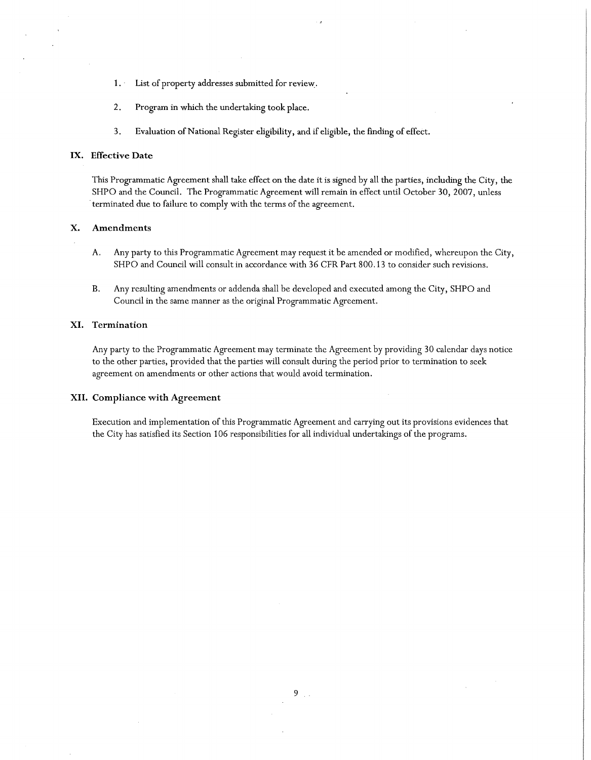1. List of property addresses submitted for review.

2. Program in which the undertaking took place.

3. Evaluation of National Register eligibility, and if eligible, the finding of effect.

## IX. Effective Date

This Programmatic Agreement shall take effect on the date it is signed by all the parties, including the City, the SHPO and the Council. The Programmatic Agreement will remain in effect until October 30, 2007, unless terminated due to failure to comply with the terms of the agreement.

## X. Amendments

A. Any party to this Programmatic Agreement may request it be amended or modified, whereupon the City, SHPO and Council will consult in accordance with 36 CFR Part 800.13 to consider such revisions.

B. Any resulting amendments or addenda shall be developed and executed among the City, SHPO and Council in the same manner as the original Programmatic Agreement.

## XI. Termination

Any party to the Programmatic Agreement may terminate the Agreement by providing 30 calendar days notice to the other parties, provided that the parties will consult during the period prior to termination to seek agreement on amendments or other actions that would avoid termination.

## XII. Compliance with Agreement

Execution and implementation of this Programmatic Agreement and carrying out its provisions evidences that the City has satisfied its Section 106 responsibilities for all individual undertakings of the programs.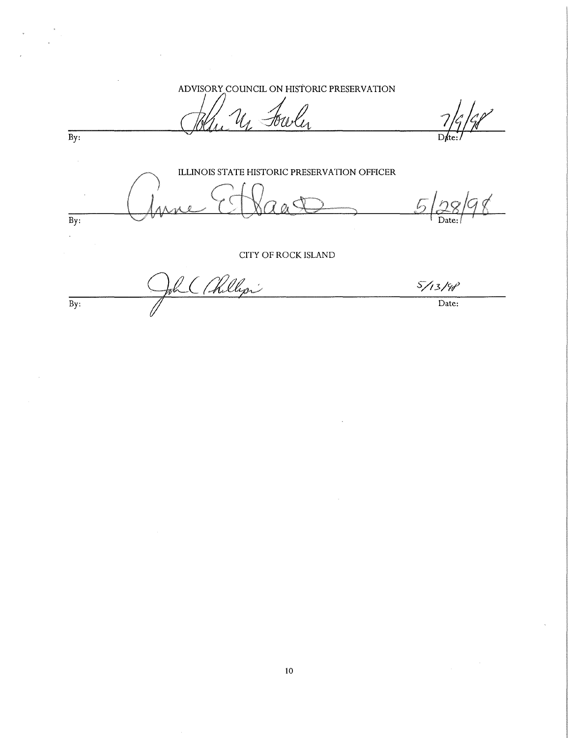ADVISORY COUNCIL ON HISTORIC PRESERVATION

By: John M. Fowler Date: 7/9/98

ILLINOIS STATE HISTORIC PRESERVATION OFFICER

By: Anne E. Haaker Date: 5/28/98

CITY OF ROCK ISLAND

By: John C Phillips Date: 5/13/98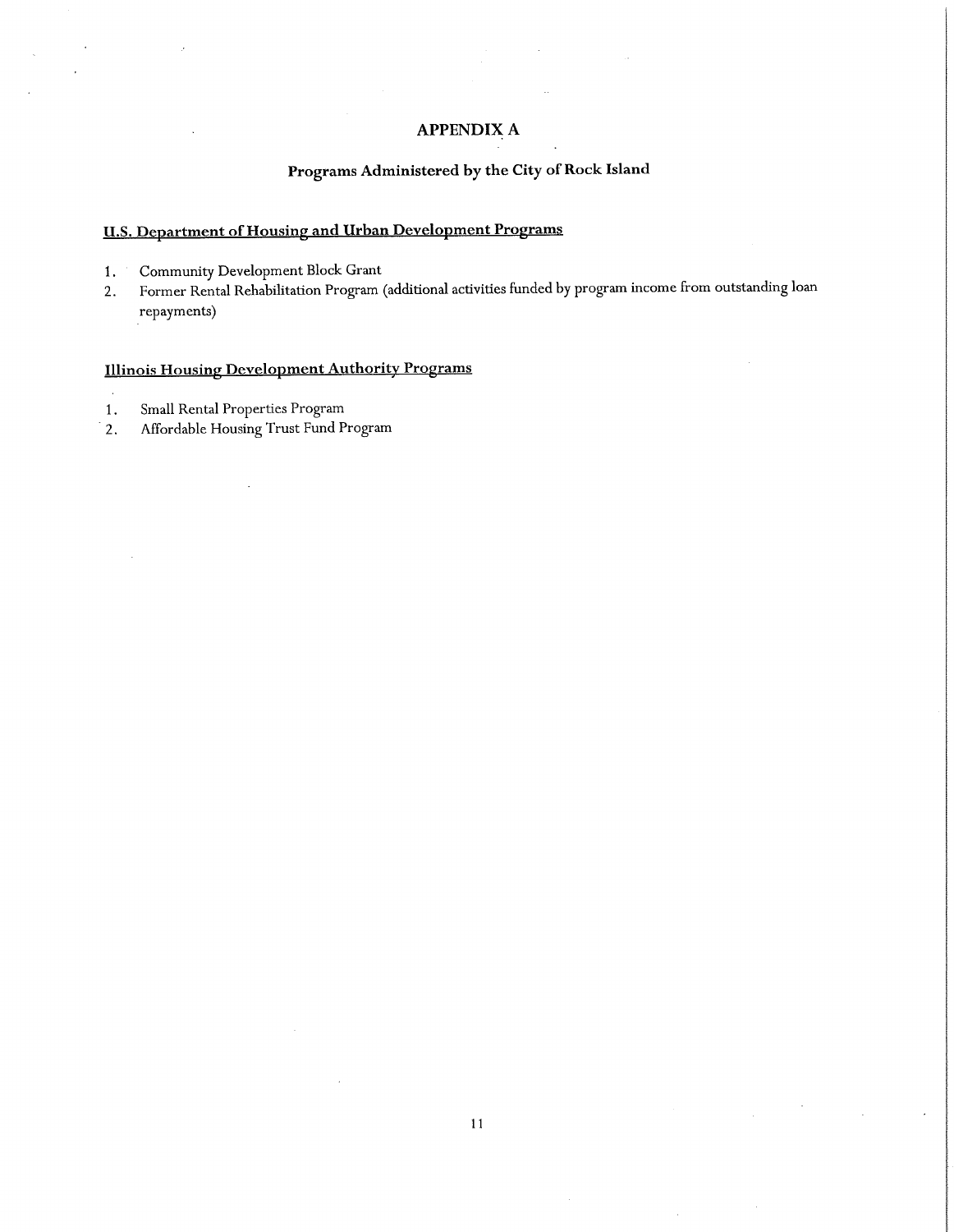# APPENDIX A

## Programs Administered by the City of Rock Island

### U.S. Department of Housing and Urban Development Programs

1. Community Development Block Grant
2. Former Rental Rehabilitation Program (additional activities funded by program income from outstanding loan repayments)

### Illinois Housing Development Authority Programs

1. Small Rental Properties Program
2. Affordable Housing Trust Fund Program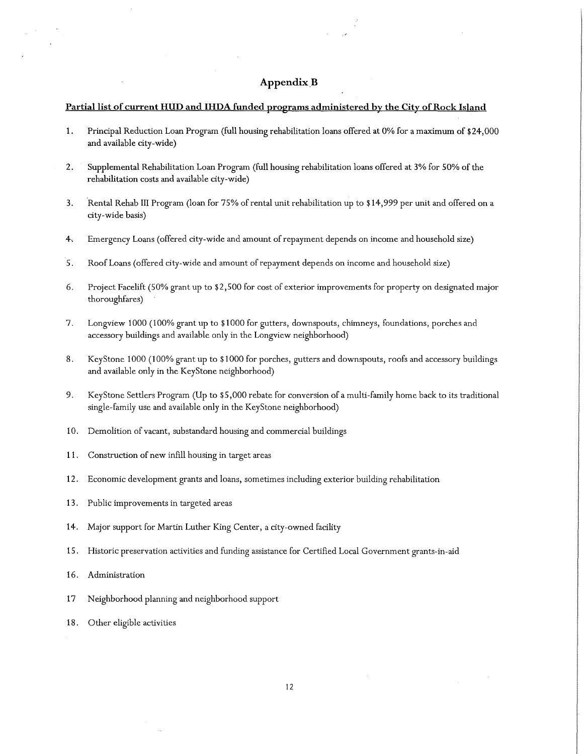# Appendix B

**Partial list of current HUD and IHDA funded programs administered by the City of Rock Island**

1. Principal Reduction Loan Program (full housing rehabilitation loans offered at 0% for a maximum of $24,000 and available city-wide)

2. Supplemental Rehabilitation Loan Program (full housing rehabilitation loans offered at 3% for 50% of the rehabilitation costs and available city-wide)

3. Rental Rehab III Program (loan for 75% of rental unit rehabilitation up to $14,999 per unit and offered on a city-wide basis)

4. Emergency Loans (offered city-wide and amount of repayment depends on income and household size)

5. Roof Loans (offered city-wide and amount of repayment depends on income and household size)

6. Project Facelift (50% grant up to $2,500 for cost of exterior improvements for property on designated major thoroughfares)

7. Longview 1000 (100% grant up to $1000 for gutters, downspouts, chimneys, foundations, porches and accessory buildings and available only in the Longview neighborhood)

8. KeyStone 1000 (100% grant up to $1000 for porches, gutters and downspouts, roofs and accessory buildings and available only in the KeyStone neighborhood)

9. KeyStone Settlers Program (Up to $5,000 rebate for conversion of a multi-family home back to its traditional single-family use and available only in the KeyStone neighborhood)

10. Demolition of vacant, substandard housing and commercial buildings

11. Construction of new infill housing in target areas

12. Economic development grants and loans, sometimes including exterior building rehabilitation

13. Public improvements in targeted areas

14. Major support for Martin Luther King Center, a city-owned facility

15. Historic preservation activities and funding assistance for Certified Local Government grants-in-aid

16. Administration

17. Neighborhood planning and neighborhood support

18. Other eligible activities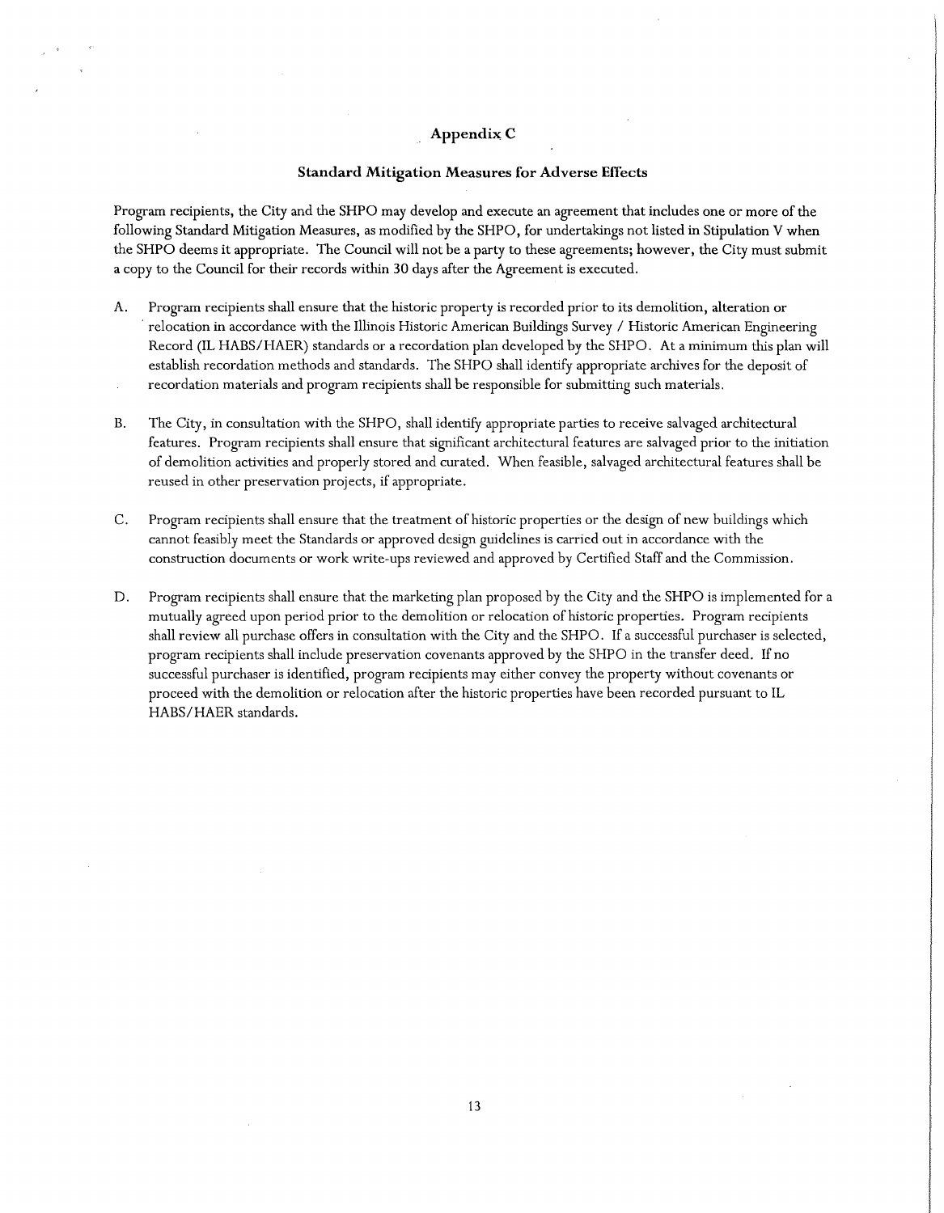## Appendix C

### Standard Mitigation Measures for Adverse Effects

Program recipients, the City and the SHPO may develop and execute an agreement that includes one or more of the following Standard Mitigation Measures, as modified by the SHPO, for undertakings not listed in Stipulation V when the SHPO deems it appropriate. The Council will not be a party to these agreements; however, the City must submit a copy to the Council for their records within 30 days after the Agreement is executed.

A. Program recipients shall ensure that the historic property is recorded prior to its demolition, alteration or relocation in accordance with the Illinois Historic American Buildings Survey / Historic American Engineering Record (IL HABS/HAER) standards or a recordation plan developed by the SHPO. At a minimum this plan will establish recordation methods and standards. The SHPO shall identify appropriate archives for the deposit of recordation materials and program recipients shall be responsible for submitting such materials.

B. The City, in consultation with the SHPO, shall identify appropriate parties to receive salvaged architectural features. Program recipients shall ensure that significant architectural features are salvaged prior to the initiation of demolition activities and properly stored and curated. When feasible, salvaged architectural features shall be reused in other preservation projects, if appropriate.

C. Program recipients shall ensure that the treatment of historic properties or the design of new buildings which cannot feasibly meet the Standards or approved design guidelines is carried out in accordance with the construction documents or work write-ups reviewed and approved by Certified Staff and the Commission.

D. Program recipients shall ensure that the marketing plan proposed by the City and the SHPO is implemented for a mutually agreed upon period prior to the demolition or relocation of historic properties. Program recipients shall review all purchase offers in consultation with the City and the SHPO. If a successful purchaser is selected, program recipients shall include preservation covenants approved by the SHPO in the transfer deed. If no successful purchaser is identified, program recipients may either convey the property without covenants or proceed with the demolition or relocation after the historic properties have been recorded pursuant to IL HABS/HAER standards.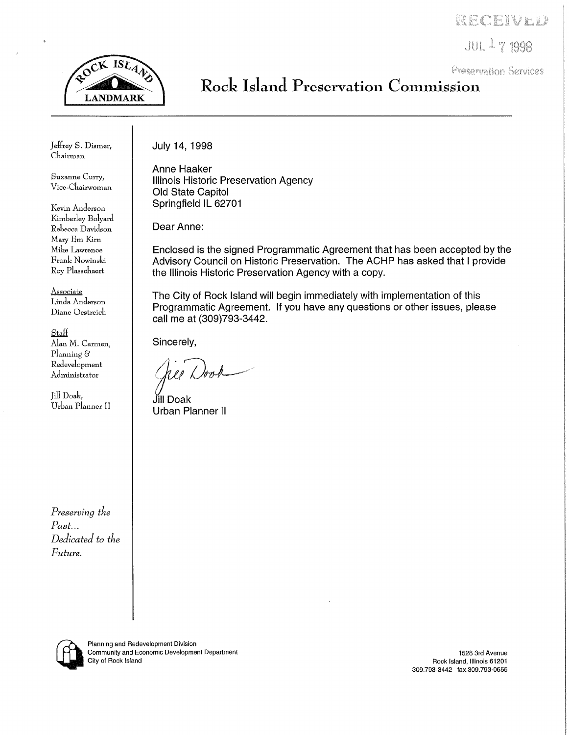RECEIVED

JUL 17 1998

Preservation Services

ROCK ISLAND LANDMARK

# Rock Island Preservation Commission

Jeffrey S. Dismer,
Chairman

Suzanne Curry,
Vice-Chairwoman

Kevin Anderson
Kimberley Bolyard
Rebecca Davidson
Mary Em Kirn
Mike Lawrence
Frank Nowinski
Roy Plasschaert

Associate
Linda Anderson
Diane Oestreich

Staff
Alan M. Carmen,
Planning & Redevelopment Administrator

Jill Doak,
Urban Planner II

*Preserving the Past... Dedicated to the Future.*

July 14, 1998

Anne Haaker
Illinois Historic Preservation Agency
Old State Capitol
Springfield IL 62701

Dear Anne:

Enclosed is the signed Programmatic Agreement that has been accepted by the Advisory Council on Historic Preservation. The ACHP has asked that I provide the Illinois Historic Preservation Agency with a copy.

The City of Rock Island will begin immediately with implementation of this Programmatic Agreement. If you have any questions or other issues, please call me at (309)793-3442.

Sincerely,

Jill Doak

Jill Doak
Urban Planner II

Planning and Redevelopment Division
Community and Economic Development Department
City of Rock Island

1528 3rd Avenue
Rock Island, Illinois 61201
309.793-3442 fax.309.793-0655